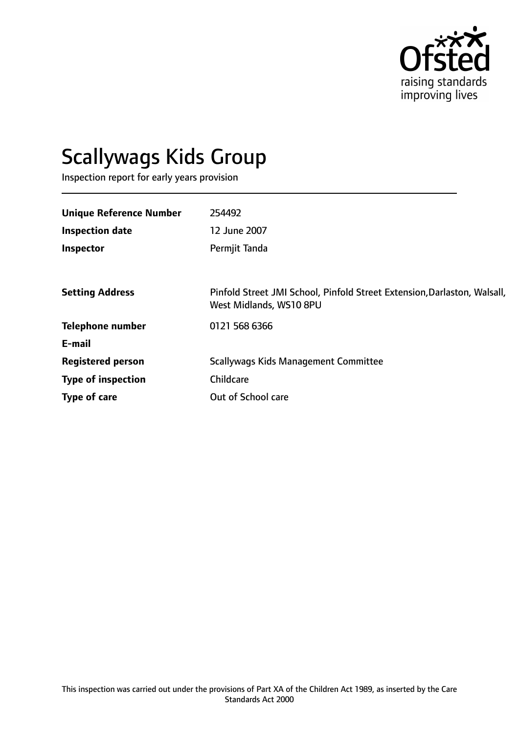Ofsted

raising standards
improving lives

# Scallywags Kids Group

Inspection report for early years provision

| | |
|---|---|
| **Unique Reference Number** | 254492 |
| **Inspection date** | 12 June 2007 |
| **Inspector** | Permjit Tanda |
| | |
| **Setting Address** | Pinfold Street JMI School, Pinfold Street Extension,Darlaston, Walsall, West Midlands, WS10 8PU |
| **Telephone number** | 0121 568 6366 |
| **E-mail** | |
| **Registered person** | Scallywags Kids Management Committee |
| **Type of inspection** | Childcare |
| **Type of care** | Out of School care |

This inspection was carried out under the provisions of Part XA of the Children Act 1989, as inserted by the Care Standards Act 2000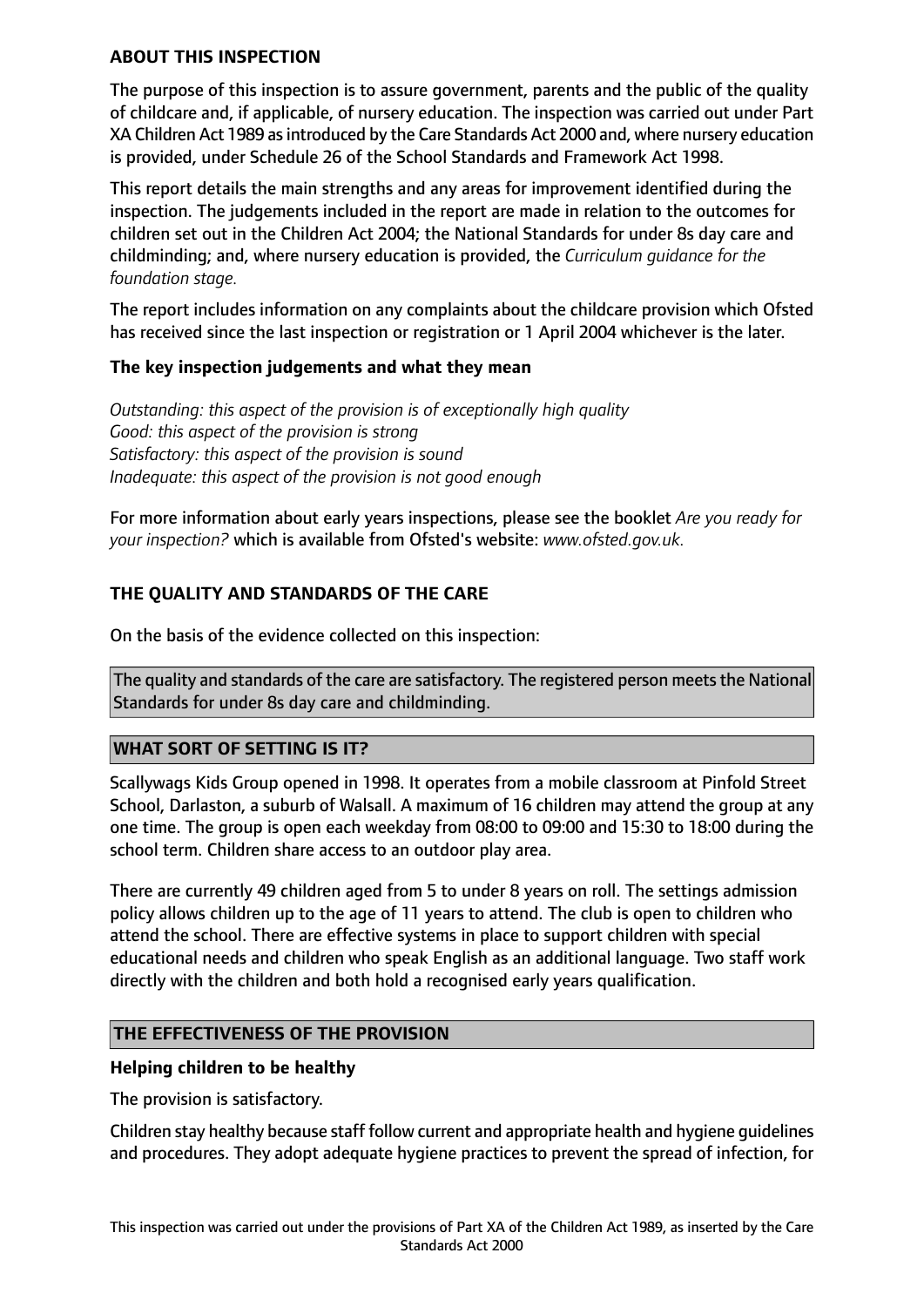## ABOUT THIS INSPECTION

The purpose of this inspection is to assure government, parents and the public of the quality of childcare and, if applicable, of nursery education. The inspection was carried out under Part XA Children Act 1989 as introduced by the Care Standards Act 2000 and, where nursery education is provided, under Schedule 26 of the School Standards and Framework Act 1998.

This report details the main strengths and any areas for improvement identified during the inspection. The judgements included in the report are made in relation to the outcomes for children set out in the Children Act 2004; the National Standards for under 8s day care and childminding; and, where nursery education is provided, the *Curriculum guidance for the foundation stage.*

The report includes information on any complaints about the childcare provision which Ofsted has received since the last inspection or registration or 1 April 2004 whichever is the later.

### The key inspection judgements and what they mean

*Outstanding: this aspect of the provision is of exceptionally high quality*
*Good: this aspect of the provision is strong*
*Satisfactory: this aspect of the provision is sound*
*Inadequate: this aspect of the provision is not good enough*

For more information about early years inspections, please see the booklet *Are you ready for your inspection?* which is available from Ofsted's website: *www.ofsted.gov.uk.*

## THE QUALITY AND STANDARDS OF THE CARE

On the basis of the evidence collected on this inspection:

The quality and standards of the care are satisfactory. The registered person meets the National Standards for under 8s day care and childminding.

## WHAT SORT OF SETTING IS IT?

Scallywags Kids Group opened in 1998. It operates from a mobile classroom at Pinfold Street School, Darlaston, a suburb of Walsall. A maximum of 16 children may attend the group at any one time. The group is open each weekday from 08:00 to 09:00 and 15:30 to 18:00 during the school term. Children share access to an outdoor play area.

There are currently 49 children aged from 5 to under 8 years on roll. The settings admission policy allows children up to the age of 11 years to attend. The club is open to children who attend the school. There are effective systems in place to support children with special educational needs and children who speak English as an additional language. Two staff work directly with the children and both hold a recognised early years qualification.

## THE EFFECTIVENESS OF THE PROVISION

### Helping children to be healthy

The provision is satisfactory.

Children stay healthy because staff follow current and appropriate health and hygiene guidelines and procedures. They adopt adequate hygiene practices to prevent the spread of infection, for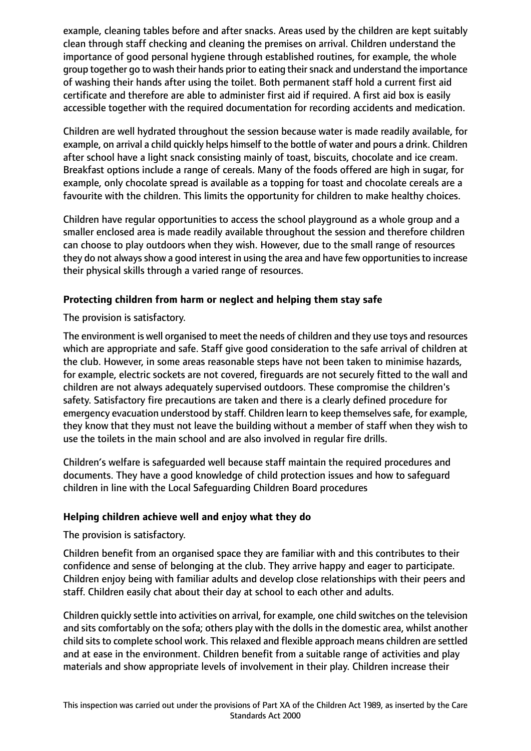example, cleaning tables before and after snacks. Areas used by the children are kept suitably clean through staff checking and cleaning the premises on arrival. Children understand the importance of good personal hygiene through established routines, for example, the whole group together go to wash their hands prior to eating their snack and understand the importance of washing their hands after using the toilet. Both permanent staff hold a current first aid certificate and therefore are able to administer first aid if required. A first aid box is easily accessible together with the required documentation for recording accidents and medication.

Children are well hydrated throughout the session because water is made readily available, for example, on arrival a child quickly helps himself to the bottle of water and pours a drink. Children after school have a light snack consisting mainly of toast, biscuits, chocolate and ice cream. Breakfast options include a range of cereals. Many of the foods offered are high in sugar, for example, only chocolate spread is available as a topping for toast and chocolate cereals are a favourite with the children. This limits the opportunity for children to make healthy choices.

Children have regular opportunities to access the school playground as a whole group and a smaller enclosed area is made readily available throughout the session and therefore children can choose to play outdoors when they wish. However, due to the small range of resources they do not always show a good interest in using the area and have few opportunities to increase their physical skills through a varied range of resources.

**Protecting children from harm or neglect and helping them stay safe**

The provision is satisfactory.

The environment is well organised to meet the needs of children and they use toys and resources which are appropriate and safe. Staff give good consideration to the safe arrival of children at the club. However, in some areas reasonable steps have not been taken to minimise hazards, for example, electric sockets are not covered, fireguards are not securely fitted to the wall and children are not always adequately supervised outdoors. These compromise the children's safety. Satisfactory fire precautions are taken and there is a clearly defined procedure for emergency evacuation understood by staff. Children learn to keep themselves safe, for example, they know that they must not leave the building without a member of staff when they wish to use the toilets in the main school and are also involved in regular fire drills.

Children's welfare is safeguarded well because staff maintain the required procedures and documents. They have a good knowledge of child protection issues and how to safeguard children in line with the Local Safeguarding Children Board procedures

**Helping children achieve well and enjoy what they do**

The provision is satisfactory.

Children benefit from an organised space they are familiar with and this contributes to their confidence and sense of belonging at the club. They arrive happy and eager to participate. Children enjoy being with familiar adults and develop close relationships with their peers and staff. Children easily chat about their day at school to each other and adults.

Children quickly settle into activities on arrival, for example, one child switches on the television and sits comfortably on the sofa; others play with the dolls in the domestic area, whilst another child sits to complete school work. This relaxed and flexible approach means children are settled and at ease in the environment. Children benefit from a suitable range of activities and play materials and show appropriate levels of involvement in their play. Children increase their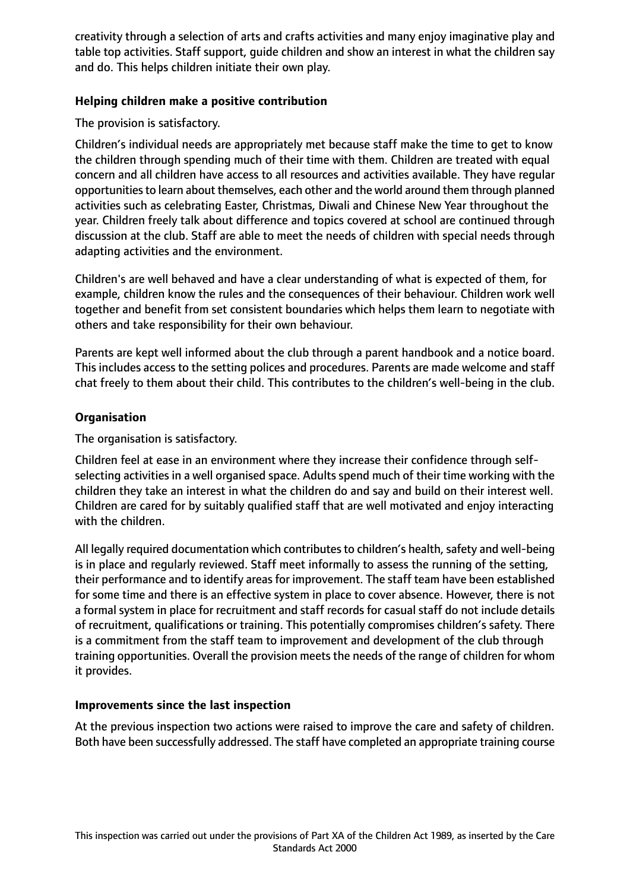creativity through a selection of arts and crafts activities and many enjoy imaginative play and table top activities. Staff support, guide children and show an interest in what the children say and do. This helps children initiate their own play.

**Helping children make a positive contribution**

The provision is satisfactory.

Children's individual needs are appropriately met because staff make the time to get to know the children through spending much of their time with them. Children are treated with equal concern and all children have access to all resources and activities available. They have regular opportunities to learn about themselves, each other and the world around them through planned activities such as celebrating Easter, Christmas, Diwali and Chinese New Year throughout the year. Children freely talk about difference and topics covered at school are continued through discussion at the club. Staff are able to meet the needs of children with special needs through adapting activities and the environment.

Children's are well behaved and have a clear understanding of what is expected of them, for example, children know the rules and the consequences of their behaviour. Children work well together and benefit from set consistent boundaries which helps them learn to negotiate with others and take responsibility for their own behaviour.

Parents are kept well informed about the club through a parent handbook and a notice board. This includes access to the setting polices and procedures. Parents are made welcome and staff chat freely to them about their child. This contributes to the children's well-being in the club.

**Organisation**

The organisation is satisfactory.

Children feel at ease in an environment where they increase their confidence through self-selecting activities in a well organised space. Adults spend much of their time working with the children they take an interest in what the children do and say and build on their interest well. Children are cared for by suitably qualified staff that are well motivated and enjoy interacting with the children.

All legally required documentation which contributes to children's health, safety and well-being is in place and regularly reviewed. Staff meet informally to assess the running of the setting, their performance and to identify areas for improvement. The staff team have been established for some time and there is an effective system in place to cover absence. However, there is not a formal system in place for recruitment and staff records for casual staff do not include details of recruitment, qualifications or training. This potentially compromises children's safety. There is a commitment from the staff team to improvement and development of the club through training opportunities. Overall the provision meets the needs of the range of children for whom it provides.

**Improvements since the last inspection**

At the previous inspection two actions were raised to improve the care and safety of children. Both have been successfully addressed. The staff have completed an appropriate training course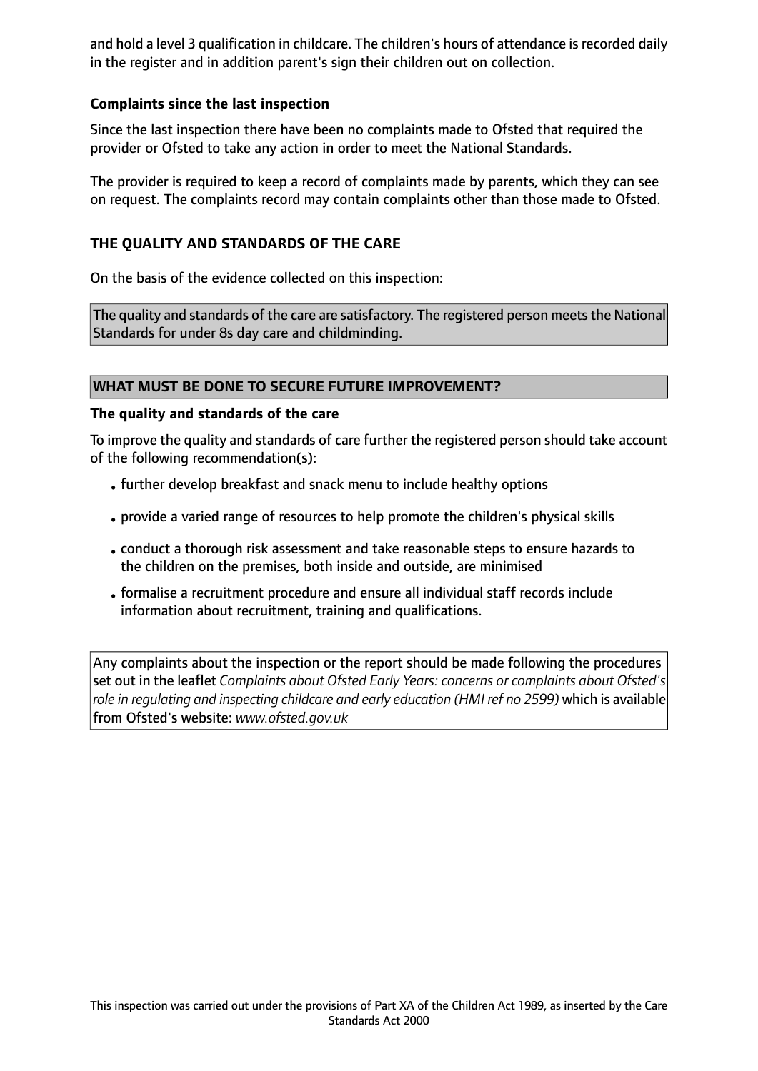and hold a level 3 qualification in childcare. The children's hours of attendance is recorded daily in the register and in addition parent's sign their children out on collection.

**Complaints since the last inspection**

Since the last inspection there have been no complaints made to Ofsted that required the provider or Ofsted to take any action in order to meet the National Standards.

The provider is required to keep a record of complaints made by parents, which they can see on request. The complaints record may contain complaints other than those made to Ofsted.

## THE QUALITY AND STANDARDS OF THE CARE

On the basis of the evidence collected on this inspection:

The quality and standards of the care are satisfactory. The registered person meets the National Standards for under 8s day care and childminding.

## WHAT MUST BE DONE TO SECURE FUTURE IMPROVEMENT?

**The quality and standards of the care**

To improve the quality and standards of care further the registered person should take account of the following recommendation(s):

- further develop breakfast and snack menu to include healthy options
- provide a varied range of resources to help promote the children's physical skills
- conduct a thorough risk assessment and take reasonable steps to ensure hazards to the children on the premises, both inside and outside, are minimised
- formalise a recruitment procedure and ensure all individual staff records include information about recruitment, training and qualifications.

Any complaints about the inspection or the report should be made following the procedures set out in the leaflet *Complaints about Ofsted Early Years: concerns or complaints about Ofsted's role in regulating and inspecting childcare and early education (HMI ref no 2599)* which is available from Ofsted's website: *www.ofsted.gov.uk*

This inspection was carried out under the provisions of Part XA of the Children Act 1989, as inserted by the Care Standards Act 2000